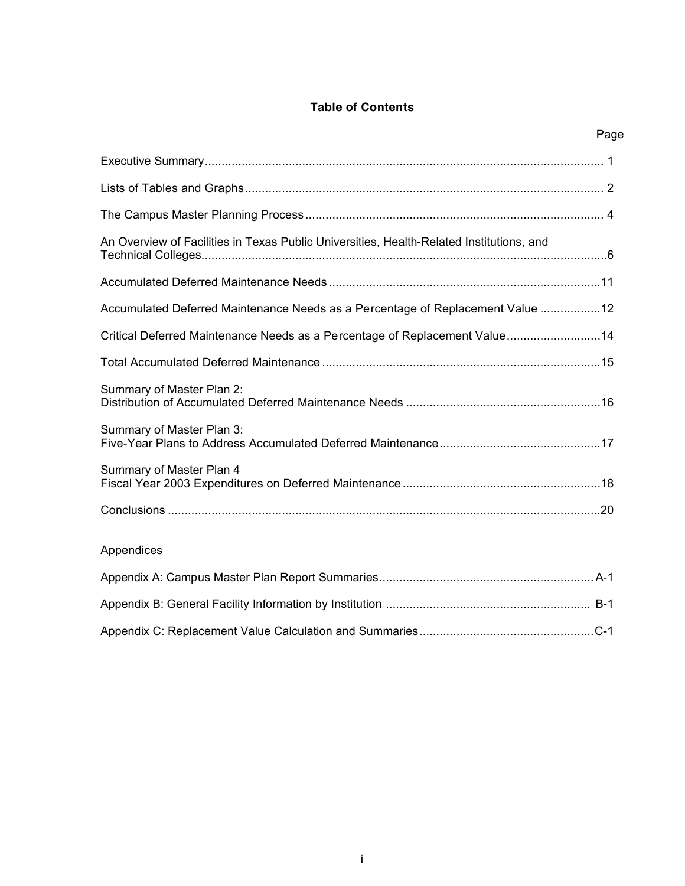# Table of Contents

| | Page |
|---|---|
| Executive Summary | 1 |
| Lists of Tables and Graphs | 2 |
| The Campus Master Planning Process | 4 |
| An Overview of Facilities in Texas Public Universities, Health-Related Institutions, and Technical Colleges | 6 |
| Accumulated Deferred Maintenance Needs | 11 |
| Accumulated Deferred Maintenance Needs as a Percentage of Replacement Value | 12 |
| Critical Deferred Maintenance Needs as a Percentage of Replacement Value | 14 |
| Total Accumulated Deferred Maintenance | 15 |
| Summary of Master Plan 2: Distribution of Accumulated Deferred Maintenance Needs | 16 |
| Summary of Master Plan 3: Five-Year Plans to Address Accumulated Deferred Maintenance | 17 |
| Summary of Master Plan 4 Fiscal Year 2003 Expenditures on Deferred Maintenance | 18 |
| Conclusions | 20 |

Appendices

| | |
|---|---|
| Appendix A: Campus Master Plan Report Summaries | A-1 |
| Appendix B: General Facility Information by Institution | B-1 |
| Appendix C: Replacement Value Calculation and Summaries | C-1 |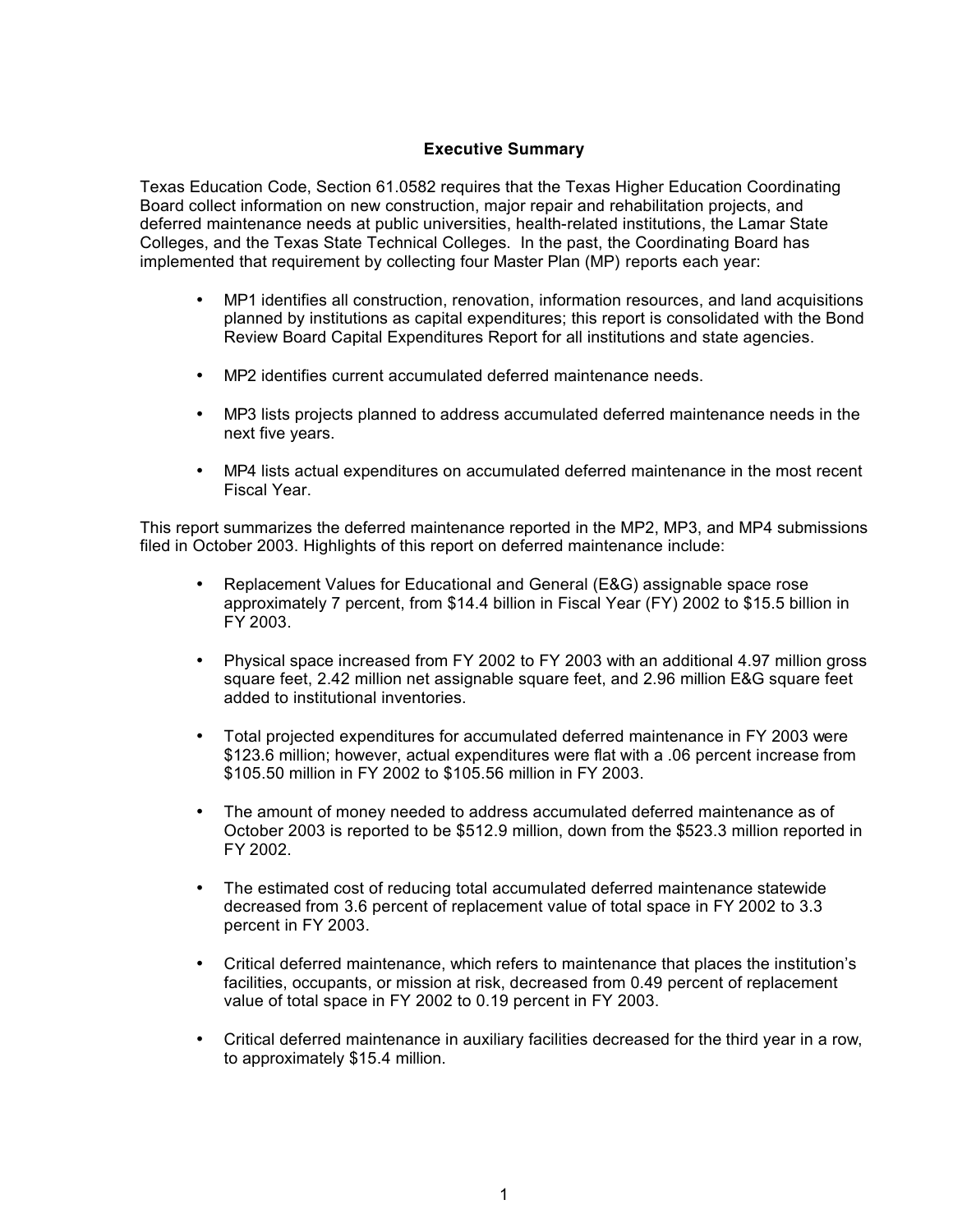## Executive Summary

Texas Education Code, Section 61.0582 requires that the Texas Higher Education Coordinating Board collect information on new construction, major repair and rehabilitation projects, and deferred maintenance needs at public universities, health-related institutions, the Lamar State Colleges, and the Texas State Technical Colleges. In the past, the Coordinating Board has implemented that requirement by collecting four Master Plan (MP) reports each year:

- MP1 identifies all construction, renovation, information resources, and land acquisitions planned by institutions as capital expenditures; this report is consolidated with the Bond Review Board Capital Expenditures Report for all institutions and state agencies.
- MP2 identifies current accumulated deferred maintenance needs.
- MP3 lists projects planned to address accumulated deferred maintenance needs in the next five years.
- MP4 lists actual expenditures on accumulated deferred maintenance in the most recent Fiscal Year.

This report summarizes the deferred maintenance reported in the MP2, MP3, and MP4 submissions filed in October 2003. Highlights of this report on deferred maintenance include:

- Replacement Values for Educational and General (E&G) assignable space rose approximately 7 percent, from $14.4 billion in Fiscal Year (FY) 2002 to $15.5 billion in FY 2003.
- Physical space increased from FY 2002 to FY 2003 with an additional 4.97 million gross square feet, 2.42 million net assignable square feet, and 2.96 million E&G square feet added to institutional inventories.
- Total projected expenditures for accumulated deferred maintenance in FY 2003 were $123.6 million; however, actual expenditures were flat with a .06 percent increase from $105.50 million in FY 2002 to $105.56 million in FY 2003.
- The amount of money needed to address accumulated deferred maintenance as of October 2003 is reported to be $512.9 million, down from the $523.3 million reported in FY 2002.
- The estimated cost of reducing total accumulated deferred maintenance statewide decreased from 3.6 percent of replacement value of total space in FY 2002 to 3.3 percent in FY 2003.
- Critical deferred maintenance, which refers to maintenance that places the institution's facilities, occupants, or mission at risk, decreased from 0.49 percent of replacement value of total space in FY 2002 to 0.19 percent in FY 2003.
- Critical deferred maintenance in auxiliary facilities decreased for the third year in a row, to approximately $15.4 million.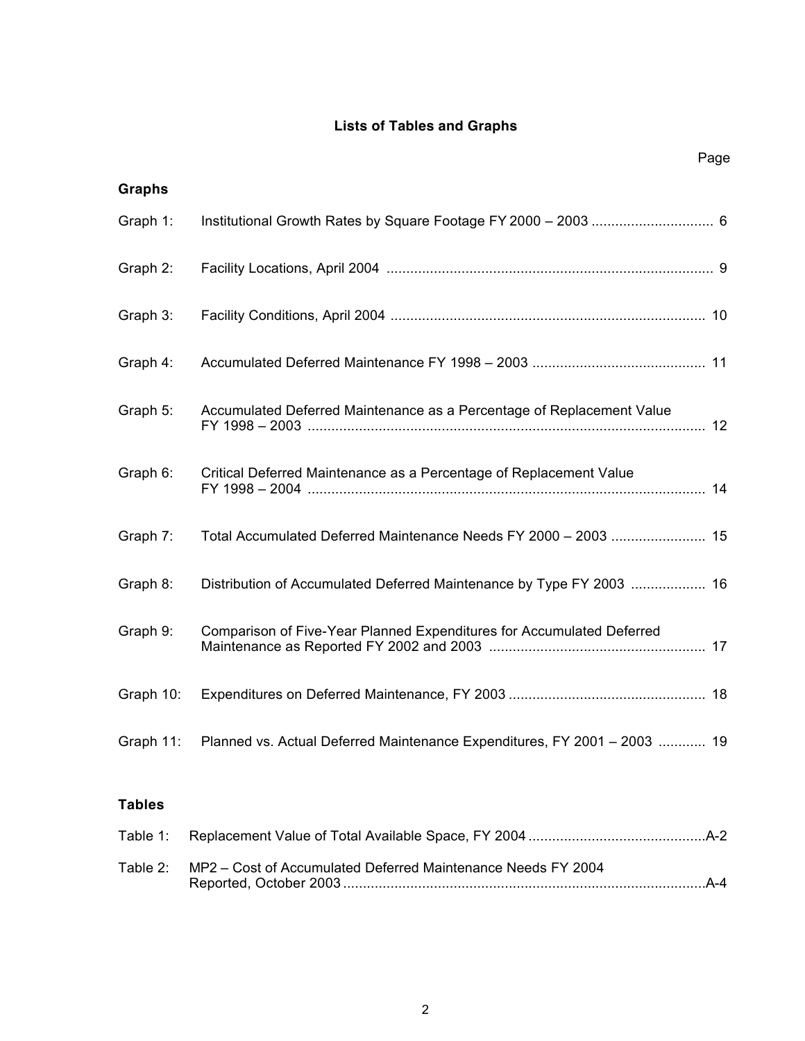# Lists of Tables and Graphs

| | | Page |
|---|---|---|
| **Graphs** | | |
| Graph 1: | Institutional Growth Rates by Square Footage FY 2000 – 2003 | 6 |
| Graph 2: | Facility Locations, April 2004 | 9 |
| Graph 3: | Facility Conditions, April 2004 | 10 |
| Graph 4: | Accumulated Deferred Maintenance FY 1998 – 2003 | 11 |
| Graph 5: | Accumulated Deferred Maintenance as a Percentage of Replacement Value FY 1998 – 2003 | 12 |
| Graph 6: | Critical Deferred Maintenance as a Percentage of Replacement Value FY 1998 – 2004 | 14 |
| Graph 7: | Total Accumulated Deferred Maintenance Needs FY 2000 – 2003 | 15 |
| Graph 8: | Distribution of Accumulated Deferred Maintenance by Type FY 2003 | 16 |
| Graph 9: | Comparison of Five-Year Planned Expenditures for Accumulated Deferred Maintenance as Reported FY 2002 and 2003 | 17 |
| Graph 10: | Expenditures on Deferred Maintenance, FY 2003 | 18 |
| Graph 11: | Planned vs. Actual Deferred Maintenance Expenditures, FY 2001 – 2003 | 19 |
| **Tables** | | |
| Table 1: | Replacement Value of Total Available Space, FY 2004 | A-2 |
| Table 2: | MP2 – Cost of Accumulated Deferred Maintenance Needs FY 2004 Reported, October 2003 | A-4 |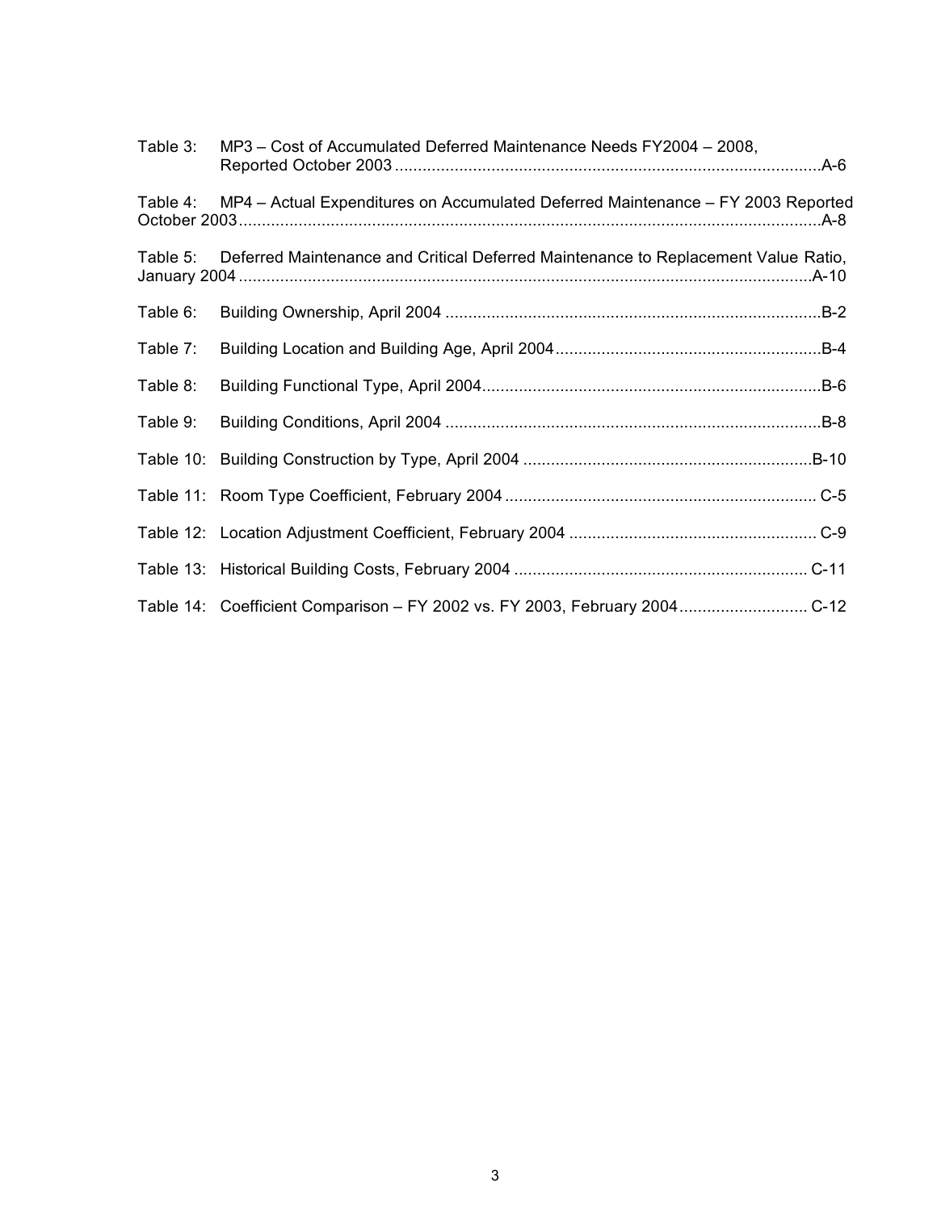Table 3: MP3 – Cost of Accumulated Deferred Maintenance Needs FY2004 – 2008, Reported October 2003 ............................................................................................A-6

Table 4: MP4 – Actual Expenditures on Accumulated Deferred Maintenance – FY 2003 Reported October 2003..............................................................................................................A-8

Table 5: Deferred Maintenance and Critical Deferred Maintenance to Replacement Value Ratio, January 2004 ............................................................................................................A-10

Table 6: Building Ownership, April 2004 ..................................................................................B-2

Table 7: Building Location and Building Age, April 2004..........................................................B-4

Table 8: Building Functional Type, April 2004..........................................................................B-6

Table 9: Building Conditions, April 2004 ..................................................................................B-8

Table 10: Building Construction by Type, April 2004 ...............................................................B-10

Table 11: Room Type Coefficient, February 2004 .................................................................... C-5

Table 12: Location Adjustment Coefficient, February 2004 ...................................................... C-9

Table 13: Historical Building Costs, February 2004 ................................................................ C-11

Table 14: Coefficient Comparison – FY 2002 vs. FY 2003, February 2004............................ C-12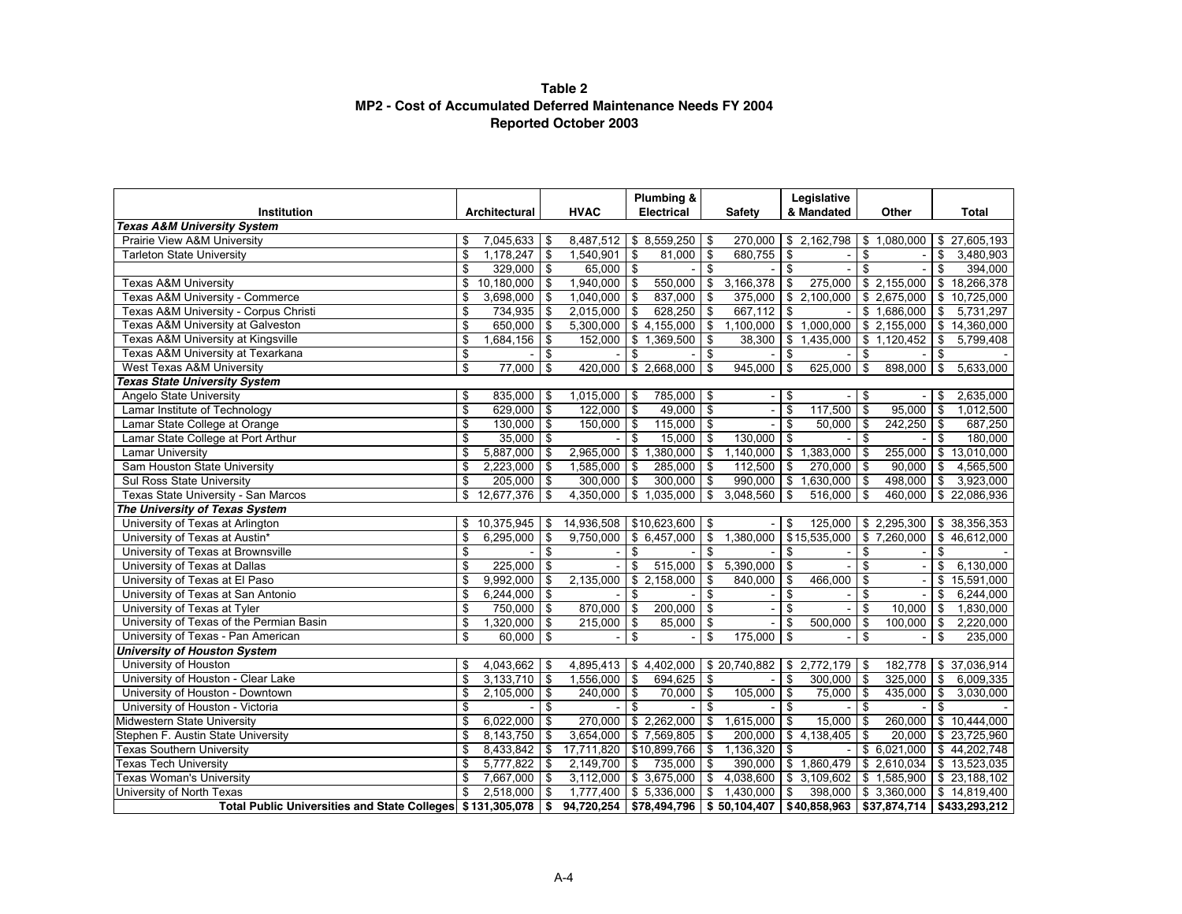**Table 2**
**MP2 - Cost of Accumulated Deferred Maintenance Needs FY 2004**
**Reported October 2003**

| Institution | Architectural | HVAC | Plumbing & Electrical | Safety | Legislative & Mandated | Other | Total |
|---|---|---|---|---|---|---|---|
| ***Texas A&M University System*** | | | | | | | |
| Prairie View A&M University | $ 7,045,633 | $ 8,487,512 | $ 8,559,250 | $ 270,000 | $ 2,162,798 | $ 1,080,000 | $ 27,605,193 |
| Tarleton State University | $ 1,178,247 | $ 1,540,901 | $ 81,000 | $ 680,755 | $ - | $ - | $ 3,480,903 |
| | $ 329,000 | $ 65,000 | $ - | $ - | $ - | $ - | $ 394,000 |
| Texas A&M University | $ 10,180,000 | $ 1,940,000 | $ 550,000 | $ 3,166,378 | $ 275,000 | $ 2,155,000 | $ 18,266,378 |
| Texas A&M University - Commerce | $ 3,698,000 | $ 1,040,000 | $ 837,000 | $ 375,000 | $ 2,100,000 | $ 2,675,000 | $ 10,725,000 |
| Texas A&M University - Corpus Christi | $ 734,935 | $ 2,015,000 | $ 628,250 | $ 667,112 | $ - | $ 1,686,000 | $ 5,731,297 |
| Texas A&M University at Galveston | $ 650,000 | $ 5,300,000 | $ 4,155,000 | $ 1,100,000 | $ 1,000,000 | $ 2,155,000 | $ 14,360,000 |
| Texas A&M University at Kingsville | $ 1,684,156 | $ 152,000 | $ 1,369,500 | $ 38,300 | $ 1,435,000 | $ 1,120,452 | $ 5,799,408 |
| Texas A&M University at Texarkana | $ - | $ - | $ - | $ - | $ - | $ - | $ - |
| West Texas A&M University | $ 77,000 | $ 420,000 | $ 2,668,000 | $ 945,000 | $ 625,000 | $ 898,000 | $ 5,633,000 |
| ***Texas State University System*** | | | | | | | |
| Angelo State University | $ 835,000 | $ 1,015,000 | $ 785,000 | $ - | $ - | $ - | $ 2,635,000 |
| Lamar Institute of Technology | $ 629,000 | $ 122,000 | $ 49,000 | $ - | $ 117,500 | $ 95,000 | $ 1,012,500 |
| Lamar State College at Orange | $ 130,000 | $ 150,000 | $ 115,000 | $ - | $ 50,000 | $ 242,250 | $ 687,250 |
| Lamar State College at Port Arthur | $ 35,000 | $ - | $ 15,000 | $ 130,000 | $ - | $ - | $ 180,000 |
| Lamar University | $ 5,887,000 | $ 2,965,000 | $ 1,380,000 | $ 1,140,000 | $ 1,383,000 | $ 255,000 | $ 13,010,000 |
| Sam Houston State University | $ 2,223,000 | $ 1,585,000 | $ 285,000 | $ 112,500 | $ 270,000 | $ 90,000 | $ 4,565,500 |
| Sul Ross State University | $ 205,000 | $ 300,000 | $ 300,000 | $ 990,000 | $ 1,630,000 | $ 498,000 | $ 3,923,000 |
| Texas State University - San Marcos | $ 12,677,376 | $ 4,350,000 | $ 1,035,000 | $ 3,048,560 | $ 516,000 | $ 460,000 | $ 22,086,936 |
| ***The University of Texas System*** | | | | | | | |
| University of Texas at Arlington | $ 10,375,945 | $ 14,936,508 | $10,623,600 | $ - | $ 125,000 | $ 2,295,300 | $ 38,356,353 |
| University of Texas at Austin* | $ 6,295,000 | $ 9,750,000 | $ 6,457,000 | $ 1,380,000 | $15,535,000 | $ 7,260,000 | $ 46,612,000 |
| University of Texas at Brownsville | $ - | $ - | $ - | $ - | $ - | $ - | $ - |
| University of Texas at Dallas | $ 225,000 | $ - | $ 515,000 | $ 5,390,000 | $ - | $ - | $ 6,130,000 |
| University of Texas at El Paso | $ 9,992,000 | $ 2,135,000 | $ 2,158,000 | $ 840,000 | $ 466,000 | $ - | $ 15,591,000 |
| University of Texas at San Antonio | $ 6,244,000 | $ - | $ - | $ - | $ - | $ - | $ 6,244,000 |
| University of Texas at Tyler | $ 750,000 | $ 870,000 | $ 200,000 | $ - | $ - | $ 10,000 | $ 1,830,000 |
| University of Texas of the Permian Basin | $ 1,320,000 | $ 215,000 | $ 85,000 | $ - | $ 500,000 | $ 100,000 | $ 2,220,000 |
| University of Texas - Pan American | $ 60,000 | $ - | $ - | $ 175,000 | $ - | $ - | $ 235,000 |
| ***University of Houston System*** | | | | | | | |
| University of Houston | $ 4,043,662 | $ 4,895,413 | $ 4,402,000 | $ 20,740,882 | $ 2,772,179 | $ 182,778 | $ 37,036,914 |
| University of Houston - Clear Lake | $ 3,133,710 | $ 1,556,000 | $ 694,625 | $ - | $ 300,000 | $ 325,000 | $ 6,009,335 |
| University of Houston - Downtown | $ 2,105,000 | $ 240,000 | $ 70,000 | $ 105,000 | $ 75,000 | $ 435,000 | $ 3,030,000 |
| University of Houston - Victoria | $ - | $ - | $ - | $ - | $ - | $ - | $ - |
| Midwestern State University | $ 6,022,000 | $ 270,000 | $ 2,262,000 | $ 1,615,000 | $ 15,000 | $ 260,000 | $ 10,444,000 |
| Stephen F. Austin State University | $ 8,143,750 | $ 3,654,000 | $ 7,569,805 | $ 200,000 | $ 4,138,405 | $ 20,000 | $ 23,725,960 |
| Texas Southern University | $ 8,433,842 | $ 17,711,820 | $10,899,766 | $ 1,136,320 | $ - | $ 6,021,000 | $ 44,202,748 |
| Texas Tech University | $ 5,777,822 | $ 2,149,700 | $ 735,000 | $ 390,000 | $ 1,860,479 | $ 2,610,034 | $ 13,523,035 |
| Texas Woman's University | $ 7,667,000 | $ 3,112,000 | $ 3,675,000 | $ 4,038,600 | $ 3,109,602 | $ 1,585,900 | $ 23,188,102 |
| University of North Texas | $ 2,518,000 | $ 1,777,400 | $ 5,336,000 | $ 1,430,000 | $ 398,000 | $ 3,360,000 | $ 14,819,400 |
| **Total Public Universities and State Colleges** | **$131,305,078** | **$ 94,720,254** | **$78,494,796** | **$ 50,104,407** | **$40,858,963** | **$37,874,714** | **$433,293,212** |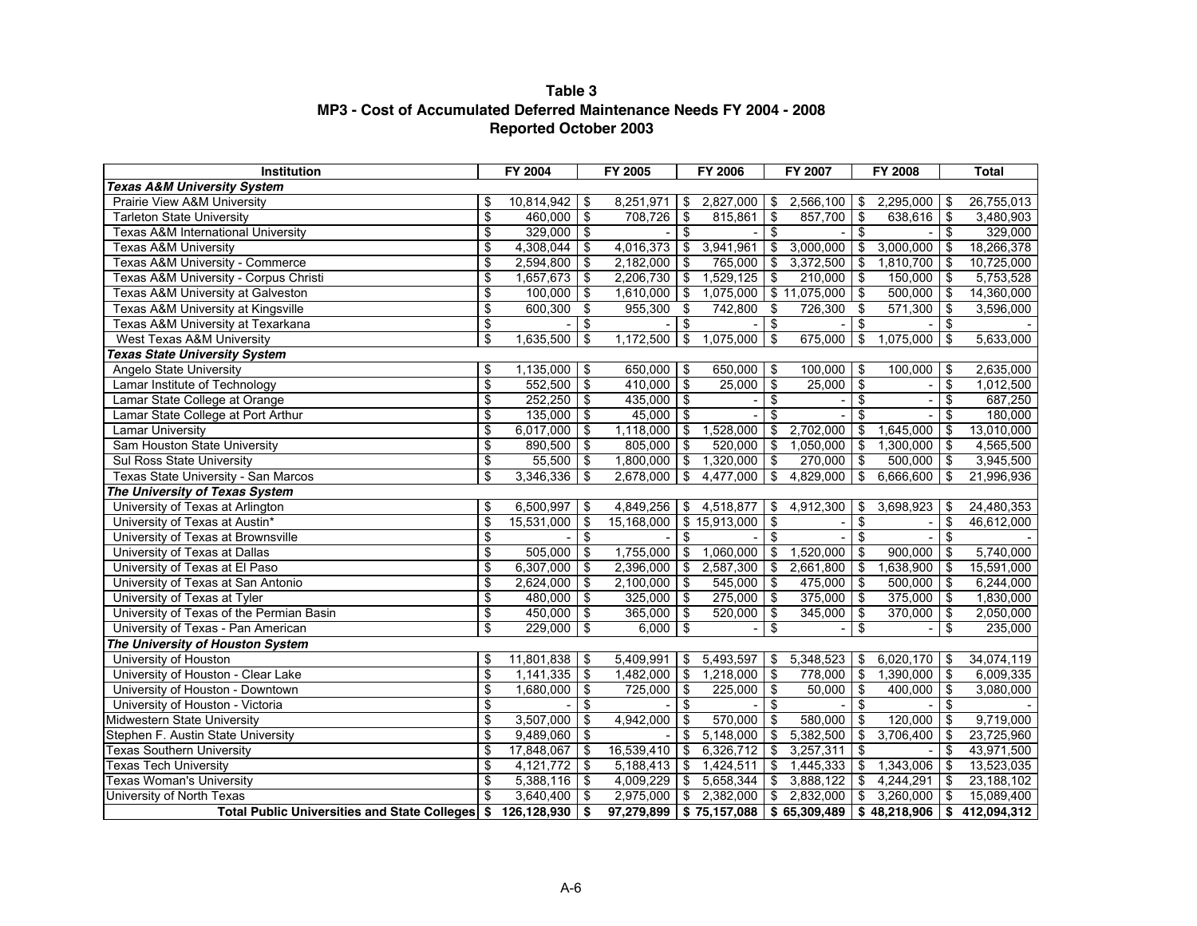# Table 3
## MP3 - Cost of Accumulated Deferred Maintenance Needs FY 2004 - 2008
### Reported October 2003

| Institution | FY 2004 | FY 2005 | FY 2006 | FY 2007 | FY 2008 | Total |
|---|---|---|---|---|---|---|
| ***Texas A&M University System*** | | | | | | |
| Prairie View A&M University | $ 10,814,942 | $ 8,251,971 | $ 2,827,000 | $ 2,566,100 | $ 2,295,000 | $ 26,755,013 |
| Tarleton State University | $ 460,000 | $ 708,726 | $ 815,861 | $ 857,700 | $ 638,616 | $ 3,480,903 |
| Texas A&M International University | $ 329,000 | $ - | $ - | $ - | $ - | $ 329,000 |
| Texas A&M University | $ 4,308,044 | $ 4,016,373 | $ 3,941,961 | $ 3,000,000 | $ 3,000,000 | $ 18,266,378 |
| Texas A&M University - Commerce | $ 2,594,800 | $ 2,182,000 | $ 765,000 | $ 3,372,500 | $ 1,810,700 | $ 10,725,000 |
| Texas A&M University - Corpus Christi | $ 1,657,673 | $ 2,206,730 | $ 1,529,125 | $ 210,000 | $ 150,000 | $ 5,753,528 |
| Texas A&M University at Galveston | $ 100,000 | $ 1,610,000 | $ 1,075,000 | $ 11,075,000 | $ 500,000 | $ 14,360,000 |
| Texas A&M University at Kingsville | $ 600,300 | $ 955,300 | $ 742,800 | $ 726,300 | $ 571,300 | $ 3,596,000 |
| Texas A&M University at Texarkana | $ - | $ - | $ - | $ - | $ - | $ - |
| West Texas A&M University | $ 1,635,500 | $ 1,172,500 | $ 1,075,000 | $ 675,000 | $ 1,075,000 | $ 5,633,000 |
| ***Texas State University System*** | | | | | | |
| Angelo State University | $ 1,135,000 | $ 650,000 | $ 650,000 | $ 100,000 | $ 100,000 | $ 2,635,000 |
| Lamar Institute of Technology | $ 552,500 | $ 410,000 | $ 25,000 | $ 25,000 | $ - | $ 1,012,500 |
| Lamar State College at Orange | $ 252,250 | $ 435,000 | $ - | $ - | $ - | $ 687,250 |
| Lamar State College at Port Arthur | $ 135,000 | $ 45,000 | $ - | $ - | $ - | $ 180,000 |
| Lamar University | $ 6,017,000 | $ 1,118,000 | $ 1,528,000 | $ 2,702,000 | $ 1,645,000 | $ 13,010,000 |
| Sam Houston State University | $ 890,500 | $ 805,000 | $ 520,000 | $ 1,050,000 | $ 1,300,000 | $ 4,565,500 |
| Sul Ross State University | $ 55,500 | $ 1,800,000 | $ 1,320,000 | $ 270,000 | $ 500,000 | $ 3,945,500 |
| Texas State University - San Marcos | $ 3,346,336 | $ 2,678,000 | $ 4,477,000 | $ 4,829,000 | $ 6,666,600 | $ 21,996,936 |
| ***The University of Texas System*** | | | | | | |
| University of Texas at Arlington | $ 6,500,997 | $ 4,849,256 | $ 4,518,877 | $ 4,912,300 | $ 3,698,923 | $ 24,480,353 |
| University of Texas at Austin* | $ 15,531,000 | $ 15,168,000 | $ 15,913,000 | $ - | $ - | $ 46,612,000 |
| University of Texas at Brownsville | $ - | $ - | $ - | $ - | $ - | $ - |
| University of Texas at Dallas | $ 505,000 | $ 1,755,000 | $ 1,060,000 | $ 1,520,000 | $ 900,000 | $ 5,740,000 |
| University of Texas at El Paso | $ 6,307,000 | $ 2,396,000 | $ 2,587,300 | $ 2,661,800 | $ 1,638,900 | $ 15,591,000 |
| University of Texas at San Antonio | $ 2,624,000 | $ 2,100,000 | $ 545,000 | $ 475,000 | $ 500,000 | $ 6,244,000 |
| University of Texas at Tyler | $ 480,000 | $ 325,000 | $ 275,000 | $ 375,000 | $ 375,000 | $ 1,830,000 |
| University of Texas of the Permian Basin | $ 450,000 | $ 365,000 | $ 520,000 | $ 345,000 | $ 370,000 | $ 2,050,000 |
| University of Texas - Pan American | $ 229,000 | $ 6,000 | $ - | $ - | $ - | $ 235,000 |
| ***The University of Houston System*** | | | | | | |
| University of Houston | $ 11,801,838 | $ 5,409,991 | $ 5,493,597 | $ 5,348,523 | $ 6,020,170 | $ 34,074,119 |
| University of Houston - Clear Lake | $ 1,141,335 | $ 1,482,000 | $ 1,218,000 | $ 778,000 | $ 1,390,000 | $ 6,009,335 |
| University of Houston - Downtown | $ 1,680,000 | $ 725,000 | $ 225,000 | $ 50,000 | $ 400,000 | $ 3,080,000 |
| University of Houston - Victoria | $ - | $ - | $ - | $ - | $ - | $ - |
| Midwestern State University | $ 3,507,000 | $ 4,942,000 | $ 570,000 | $ 580,000 | $ 120,000 | $ 9,719,000 |
| Stephen F. Austin State University | $ 9,489,060 | $ - | $ 5,148,000 | $ 5,382,500 | $ 3,706,400 | $ 23,725,960 |
| Texas Southern University | $ 17,848,067 | $ 16,539,410 | $ 6,326,712 | $ 3,257,311 | $ - | $ 43,971,500 |
| Texas Tech University | $ 4,121,772 | $ 5,188,413 | $ 1,424,511 | $ 1,445,333 | $ 1,343,006 | $ 13,523,035 |
| Texas Woman's University | $ 5,388,116 | $ 4,009,229 | $ 5,658,344 | $ 3,888,122 | $ 4,244,291 | $ 23,188,102 |
| University of North Texas | $ 3,640,400 | $ 2,975,000 | $ 2,382,000 | $ 2,832,000 | $ 3,260,000 | $ 15,089,400 |
| **Total Public Universities and State Colleges** | **$ 126,128,930** | **$ 97,279,899** | **$ 75,157,088** | **$ 65,309,489** | **$ 48,218,906** | **$ 412,094,312** |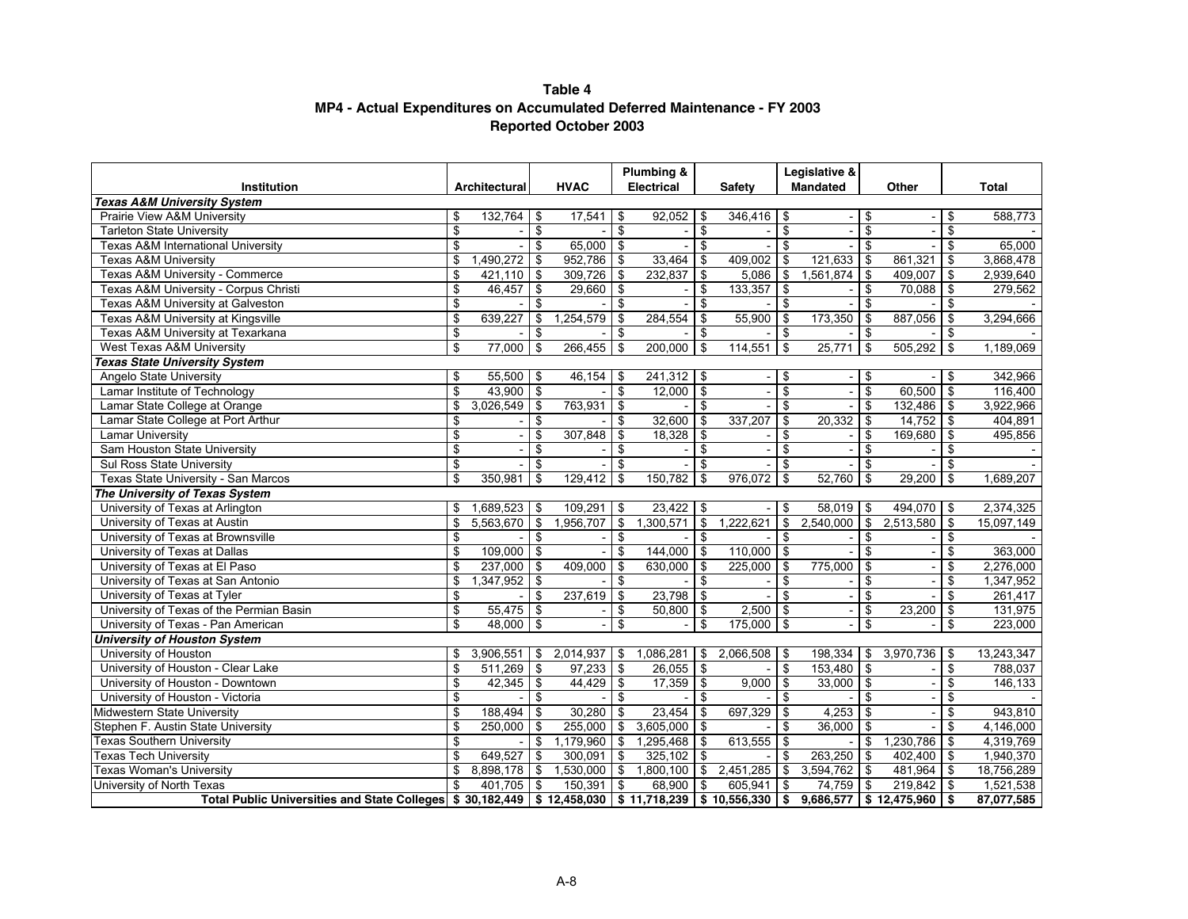**Table 4**
**MP4 - Actual Expenditures on Accumulated Deferred Maintenance - FY 2003**
**Reported October 2003**

| Institution | Architectural | HVAC | Plumbing & Electrical | Safety | Legislative & Mandated | Other | Total |
|---|---|---|---|---|---|---|---|
| ***Texas A&M University System*** | | | | | | | |
| Prairie View A&M University | $ 132,764 | $ 17,541 | $ 92,052 | $ 346,416 | $ - | $ - | $ 588,773 |
| Tarleton State University | $ - | $ - | $ - | $ - | $ - | $ - | $ - |
| Texas A&M International University | $ - | $ 65,000 | $ - | $ - | $ - | $ - | $ 65,000 |
| Texas A&M University | $ 1,490,272 | $ 952,786 | $ 33,464 | $ 409,002 | $ 121,633 | $ 861,321 | $ 3,868,478 |
| Texas A&M University - Commerce | $ 421,110 | $ 309,726 | $ 232,837 | $ 5,086 | $ 1,561,874 | $ 409,007 | $ 2,939,640 |
| Texas A&M University - Corpus Christi | $ 46,457 | $ 29,660 | $ - | $ 133,357 | $ - | $ 70,088 | $ 279,562 |
| Texas A&M University at Galveston | $ - | $ - | $ - | $ - | $ - | $ - | $ - |
| Texas A&M University at Kingsville | $ 639,227 | $ 1,254,579 | $ 284,554 | $ 55,900 | $ 173,350 | $ 887,056 | $ 3,294,666 |
| Texas A&M University at Texarkana | $ - | $ - | $ - | $ - | $ - | $ - | $ - |
| West Texas A&M University | $ 77,000 | $ 266,455 | $ 200,000 | $ 114,551 | $ 25,771 | $ 505,292 | $ 1,189,069 |
| ***Texas State University System*** | | | | | | | |
| Angelo State University | $ 55,500 | $ 46,154 | $ 241,312 | $ - | $ - | $ - | $ 342,966 |
| Lamar Institute of Technology | $ 43,900 | $ - | $ 12,000 | $ - | $ - | $ 60,500 | $ 116,400 |
| Lamar State College at Orange | $ 3,026,549 | $ 763,931 | $ - | $ - | $ - | $ 132,486 | $ 3,922,966 |
| Lamar State College at Port Arthur | $ - | $ - | $ 32,600 | $ 337,207 | $ 20,332 | $ 14,752 | $ 404,891 |
| Lamar University | $ - | $ 307,848 | $ 18,328 | $ - | $ - | $ 169,680 | $ 495,856 |
| Sam Houston State University | $ - | $ - | $ - | $ - | $ - | $ - | $ - |
| Sul Ross State University | $ - | $ - | $ - | $ - | $ - | $ - | $ - |
| Texas State University - San Marcos | $ 350,981 | $ 129,412 | $ 150,782 | $ 976,072 | $ 52,760 | $ 29,200 | $ 1,689,207 |
| ***The University of Texas System*** | | | | | | | |
| University of Texas at Arlington | $ 1,689,523 | $ 109,291 | $ 23,422 | $ - | $ 58,019 | $ 494,070 | $ 2,374,325 |
| University of Texas at Austin | $ 5,563,670 | $ 1,956,707 | $ 1,300,571 | $ 1,222,621 | $ 2,540,000 | $ 2,513,580 | $ 15,097,149 |
| University of Texas at Brownsville | $ - | $ - | $ - | $ - | $ - | $ - | $ - |
| University of Texas at Dallas | $ 109,000 | $ - | $ 144,000 | $ 110,000 | $ - | $ - | $ 363,000 |
| University of Texas at El Paso | $ 237,000 | $ 409,000 | $ 630,000 | $ 225,000 | $ 775,000 | $ - | $ 2,276,000 |
| University of Texas at San Antonio | $ 1,347,952 | $ - | $ - | $ - | $ - | $ - | $ 1,347,952 |
| University of Texas at Tyler | $ - | $ 237,619 | $ 23,798 | $ - | $ - | $ - | $ 261,417 |
| University of Texas of the Permian Basin | $ 55,475 | $ - | $ 50,800 | $ 2,500 | $ - | $ 23,200 | $ 131,975 |
| University of Texas - Pan American | $ 48,000 | $ - | $ - | $ 175,000 | $ - | $ - | $ 223,000 |
| ***University of Houston System*** | | | | | | | |
| University of Houston | $ 3,906,551 | $ 2,014,937 | $ 1,086,281 | $ 2,066,508 | $ 198,334 | $ 3,970,736 | $ 13,243,347 |
| University of Houston - Clear Lake | $ 511,269 | $ 97,233 | $ 26,055 | $ - | $ 153,480 | $ - | $ 788,037 |
| University of Houston - Downtown | $ 42,345 | $ 44,429 | $ 17,359 | $ 9,000 | $ 33,000 | $ - | $ 146,133 |
| University of Houston - Victoria | $ - | $ - | $ - | $ - | $ - | $ - | $ - |
| Midwestern State University | $ 188,494 | $ 30,280 | $ 23,454 | $ 697,329 | $ 4,253 | $ - | $ 943,810 |
| Stephen F. Austin State University | $ 250,000 | $ 255,000 | $ 3,605,000 | $ - | $ 36,000 | $ - | $ 4,146,000 |
| Texas Southern University | $ - | $ 1,179,960 | $ 1,295,468 | $ 613,555 | $ - | $ 1,230,786 | $ 4,319,769 |
| Texas Tech University | $ 649,527 | $ 300,091 | $ 325,102 | $ - | $ 263,250 | $ 402,400 | $ 1,940,370 |
| Texas Woman's University | $ 8,898,178 | $ 1,530,000 | $ 1,800,100 | $ 2,451,285 | $ 3,594,762 | $ 481,964 | $ 18,756,289 |
| University of North Texas | $ 401,705 | $ 150,391 | $ 68,900 | $ 605,941 | $ 74,759 | $ 219,842 | $ 1,521,538 |
| **Total Public Universities and State Colleges** | **$ 30,182,449** | **$ 12,458,030** | **$ 11,718,239** | **$ 10,556,330** | **$ 9,686,577** | **$ 12,475,960** | **$ 87,077,585** |